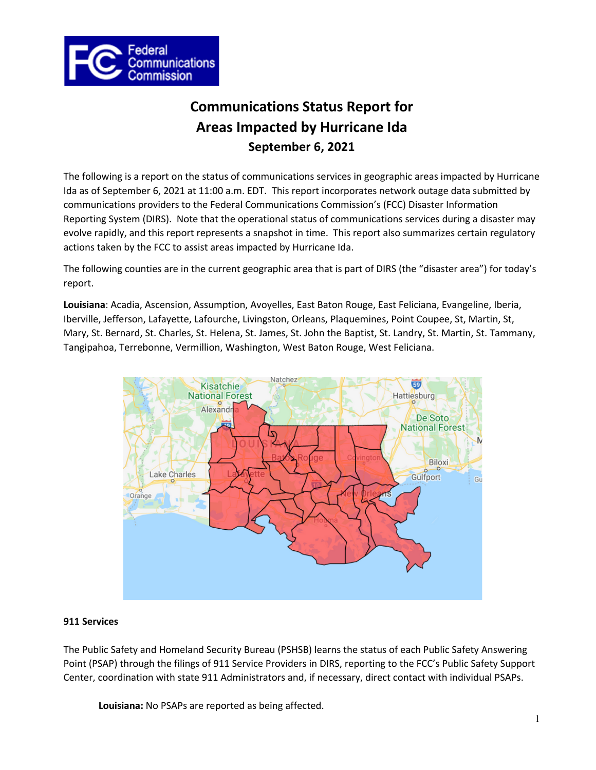# Communications Status Report for Areas Impacted by Hurricane Ida

## September 6, 2021

The following is a report on the status of communications services in geographic areas impacted by Hurricane Ida as of September 6, 2021 at 11:00 a.m. EDT. This report incorporates network outage data submitted by communications providers to the Federal Communications Commission's (FCC) Disaster Information Reporting System (DIRS). Note that the operational status of communications services during a disaster may evolve rapidly, and this report represents a snapshot in time. This report also summarizes certain regulatory actions taken by the FCC to assist areas impacted by Hurricane Ida.

The following counties are in the current geographic area that is part of DIRS (the "disaster area") for today's report.

**Louisiana**: Acadia, Ascension, Assumption, Avoyelles, East Baton Rouge, East Feliciana, Evangeline, Iberia, Iberville, Jefferson, Lafayette, Lafourche, Livingston, Orleans, Plaquemines, Point Coupee, St, Martin, St, Mary, St. Bernard, St. Charles, St. Helena, St. James, St. John the Baptist, St. Landry, St. Martin, St. Tammany, Tangipahoa, Terrebonne, Vermillion, Washington, West Baton Rouge, West Feliciana.

**911 Services**

The Public Safety and Homeland Security Bureau (PSHSB) learns the status of each Public Safety Answering Point (PSAP) through the filings of 911 Service Providers in DIRS, reporting to the FCC's Public Safety Support Center, coordination with state 911 Administrators and, if necessary, direct contact with individual PSAPs.

**Louisiana:** No PSAPs are reported as being affected.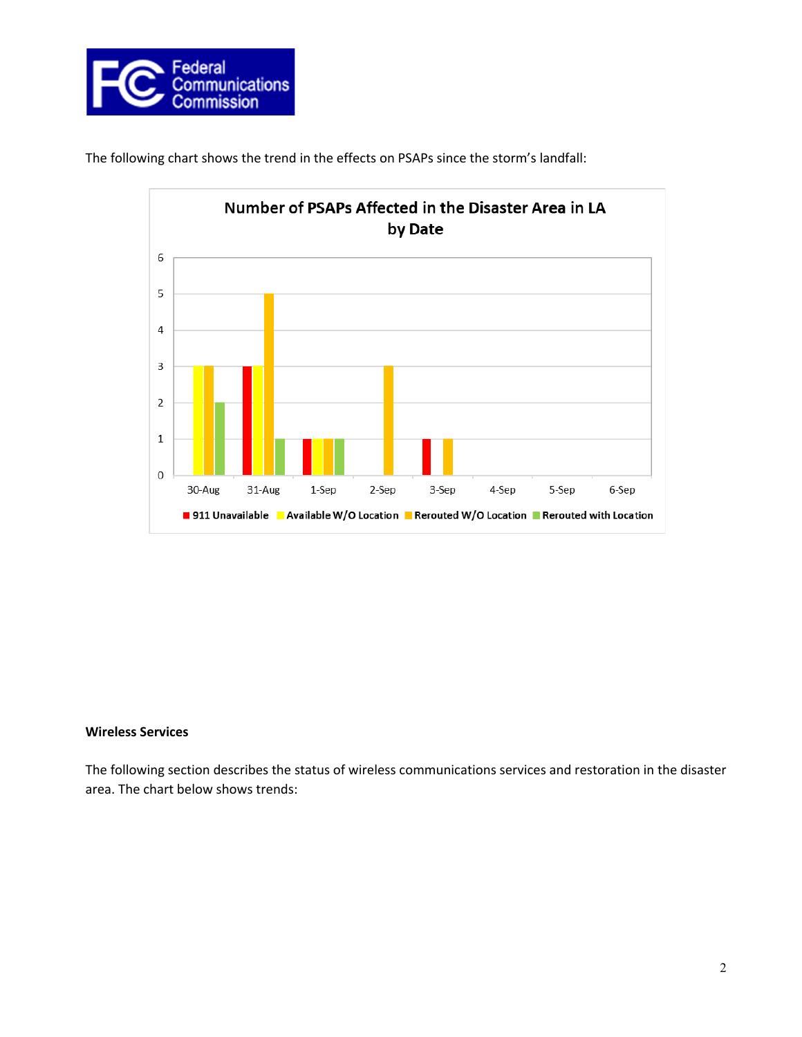The following chart shows the trend in the effects on PSAPs since the storm's landfall:

**Number of PSAPs Affected in the Disaster Area in LA by Date**

| Date | 911 Unavailable | Available W/O Location | Rerouted W/O Location | Rerouted with Location |
|---|---|---|---|---|
| 30-Aug | 0 | 3 | 3 | 2 |
| 31-Aug | 3 | 3 | 5 | 1 |
| 1-Sep | 1 | 1 | 1 | 1 |
| 2-Sep | 0 | 0 | 3 | 0 |
| 3-Sep | 1 | 0 | 1 | 0 |
| 4-Sep | 0 | 0 | 0 | 0 |
| 5-Sep | 0 | 0 | 0 | 0 |
| 6-Sep | 0 | 0 | 0 | 0 |

**Wireless Services**

The following section describes the status of wireless communications services and restoration in the disaster area. The chart below shows trends: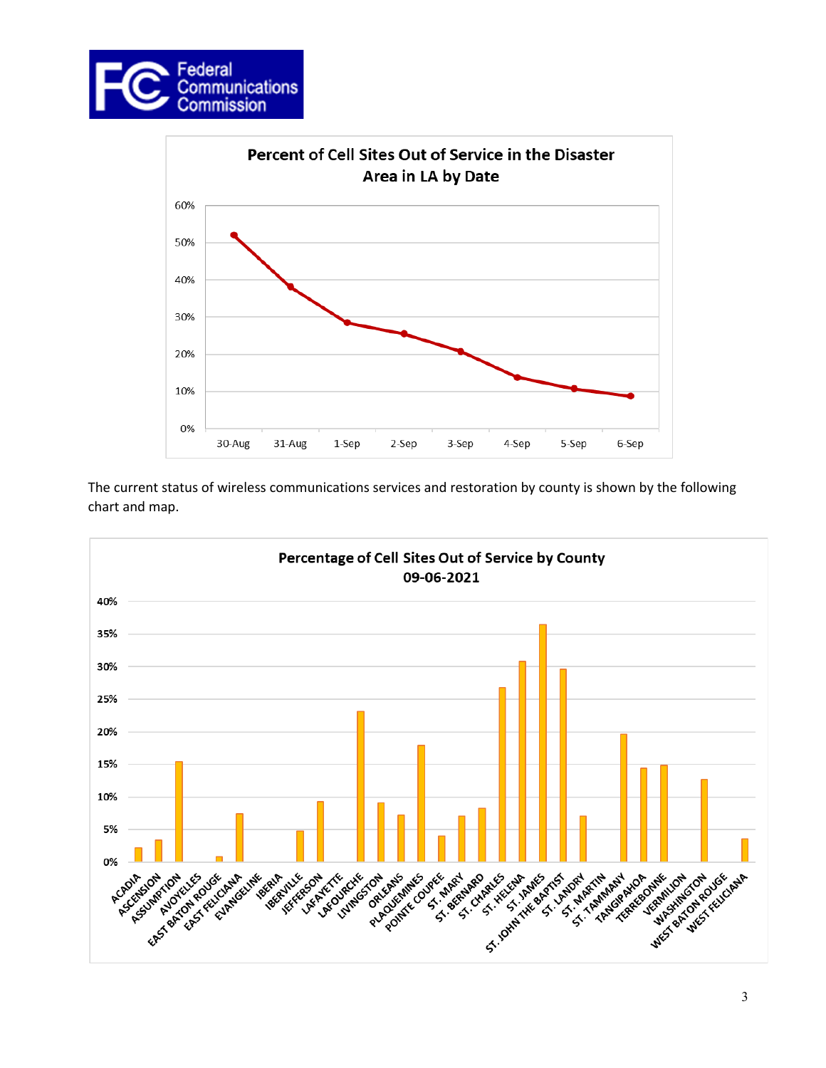**Percent of Cell Sites Out of Service in the Disaster Area in LA by Date**

The current status of wireless communications services and restoration by county is shown by the following chart and map.

**Percentage of Cell Sites Out of Service by County 09-06-2021**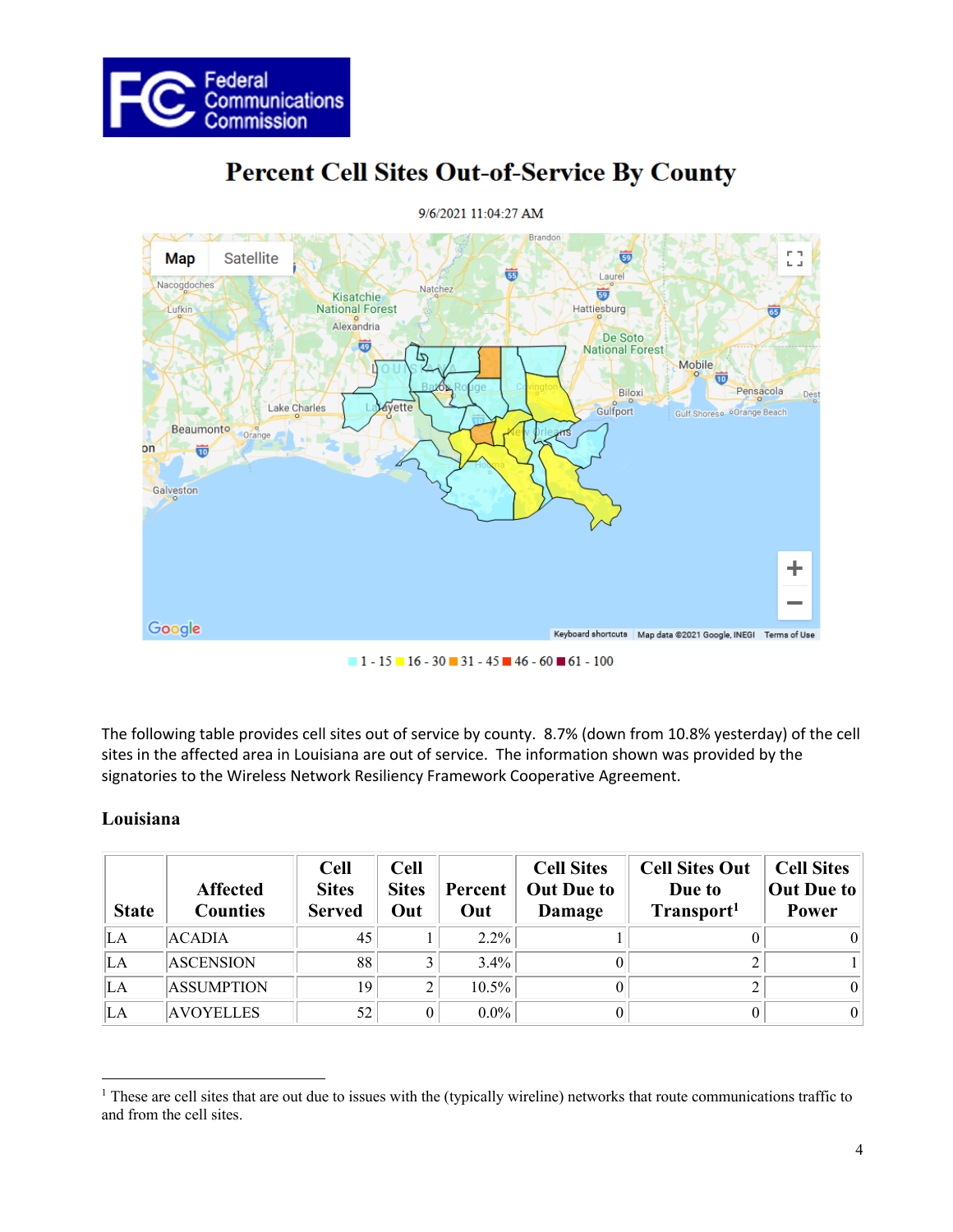Federal Communications Commission

# Percent Cell Sites Out-of-Service By County

9/6/2021 11:04:27 AM

1 - 15 | 16 - 30 | 31 - 45 | 46 - 60 | 61 - 100

The following table provides cell sites out of service by county. 8.7% (down from 10.8% yesterday) of the cell sites in the affected area in Louisiana are out of service. The information shown was provided by the signatories to the Wireless Network Resiliency Framework Cooperative Agreement.

## Louisiana

| State | Affected Counties | Cell Sites Served | Cell Sites Out | Percent Out | Cell Sites Out Due to Damage | Cell Sites Out Due to Transport[1] | Cell Sites Out Due to Power |
|---|---|---|---|---|---|---|---|
| LA | ACADIA | 45 | 1 | 2.2% | 1 | 0 | 0 |
| LA | ASCENSION | 88 | 3 | 3.4% | 0 | 2 | 1 |
| LA | ASSUMPTION | 19 | 2 | 10.5% | 0 | 2 | 0 |
| LA | AVOYELLES | 52 | 0 | 0.0% | 0 | 0 | 0 |

[1] These are cell sites that are out due to issues with the (typically wireline) networks that route communications traffic to and from the cell sites.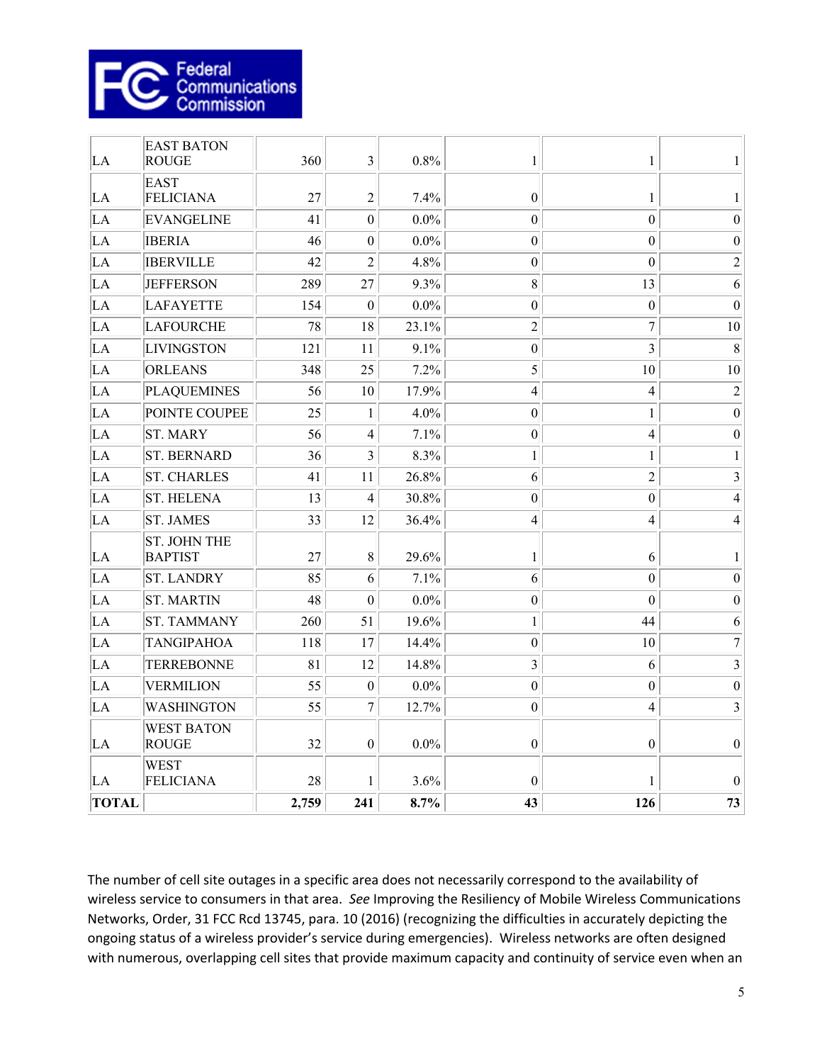| LA | EAST BATON ROUGE | 360 | 3 | 0.8% | 1 | 1 | 1 |
|---|---|---|---|---|---|---|---|
| LA | EAST FELICIANA | 27 | 2 | 7.4% | 0 | 1 | 1 |
| LA | EVANGELINE | 41 | 0 | 0.0% | 0 | 0 | 0 |
| LA | IBERIA | 46 | 0 | 0.0% | 0 | 0 | 0 |
| LA | IBERVILLE | 42 | 2 | 4.8% | 0 | 0 | 2 |
| LA | JEFFERSON | 289 | 27 | 9.3% | 8 | 13 | 6 |
| LA | LAFAYETTE | 154 | 0 | 0.0% | 0 | 0 | 0 |
| LA | LAFOURCHE | 78 | 18 | 23.1% | 2 | 7 | 10 |
| LA | LIVINGSTON | 121 | 11 | 9.1% | 0 | 3 | 8 |
| LA | ORLEANS | 348 | 25 | 7.2% | 5 | 10 | 10 |
| LA | PLAQUEMINES | 56 | 10 | 17.9% | 4 | 4 | 2 |
| LA | POINTE COUPEE | 25 | 1 | 4.0% | 0 | 1 | 0 |
| LA | ST. MARY | 56 | 4 | 7.1% | 0 | 4 | 0 |
| LA | ST. BERNARD | 36 | 3 | 8.3% | 1 | 1 | 1 |
| LA | ST. CHARLES | 41 | 11 | 26.8% | 6 | 2 | 3 |
| LA | ST. HELENA | 13 | 4 | 30.8% | 0 | 0 | 4 |
| LA | ST. JAMES | 33 | 12 | 36.4% | 4 | 4 | 4 |
| LA | ST. JOHN THE BAPTIST | 27 | 8 | 29.6% | 1 | 6 | 1 |
| LA | ST. LANDRY | 85 | 6 | 7.1% | 6 | 0 | 0 |
| LA | ST. MARTIN | 48 | 0 | 0.0% | 0 | 0 | 0 |
| LA | ST. TAMMANY | 260 | 51 | 19.6% | 1 | 44 | 6 |
| LA | TANGIPAHOA | 118 | 17 | 14.4% | 0 | 10 | 7 |
| LA | TERREBONNE | 81 | 12 | 14.8% | 3 | 6 | 3 |
| LA | VERMILION | 55 | 0 | 0.0% | 0 | 0 | 0 |
| LA | WASHINGTON | 55 | 7 | 12.7% | 0 | 4 | 3 |
| LA | WEST BATON ROUGE | 32 | 0 | 0.0% | 0 | 0 | 0 |
| LA | WEST FELICIANA | 28 | 1 | 3.6% | 0 | 1 | 0 |
| **TOTAL** | | **2,759** | **241** | **8.7%** | **43** | **126** | **73** |

The number of cell site outages in a specific area does not necessarily correspond to the availability of wireless service to consumers in that area. *See* Improving the Resiliency of Mobile Wireless Communications Networks, Order, 31 FCC Rcd 13745, para. 10 (2016) (recognizing the difficulties in accurately depicting the ongoing status of a wireless provider's service during emergencies). Wireless networks are often designed with numerous, overlapping cell sites that provide maximum capacity and continuity of service even when an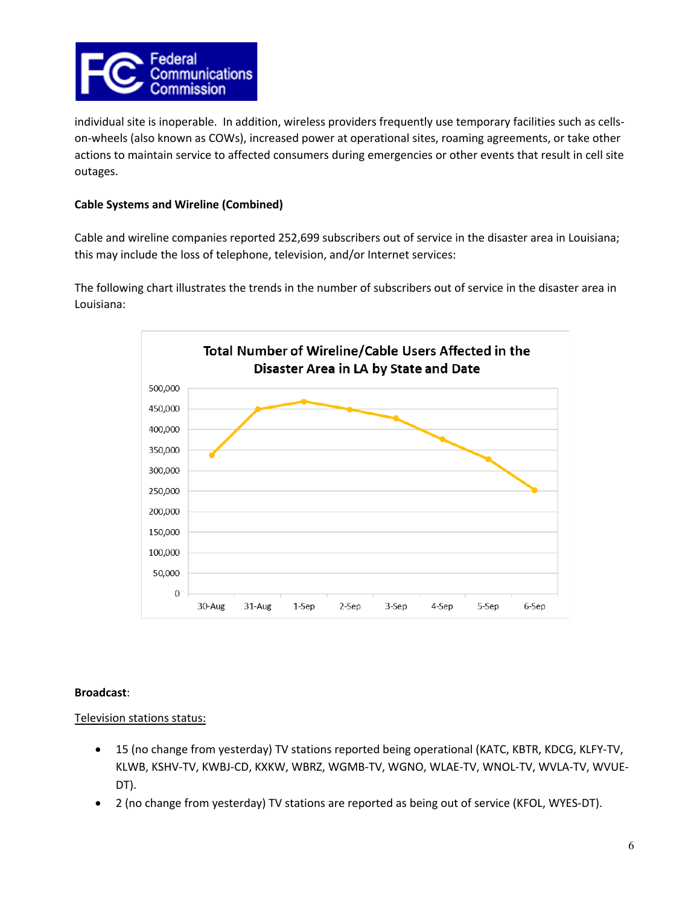individual site is inoperable. In addition, wireless providers frequently use temporary facilities such as cells-on-wheels (also known as COWs), increased power at operational sites, roaming agreements, or take other actions to maintain service to affected consumers during emergencies or other events that result in cell site outages.

**Cable Systems and Wireline (Combined)**

Cable and wireline companies reported 252,699 subscribers out of service in the disaster area in Louisiana; this may include the loss of telephone, television, and/or Internet services:

The following chart illustrates the trends in the number of subscribers out of service in the disaster area in Louisiana:

**Total Number of Wireline/Cable Users Affected in the Disaster Area in LA by State and Date**

**Broadcast**:

Television stations status:

- 15 (no change from yesterday) TV stations reported being operational (KATC, KBTR, KDCG, KLFY-TV, KLWB, KSHV-TV, KWBJ-CD, KXKW, WBRZ, WGMB-TV, WGNO, WLAE-TV, WNOL-TV, WVLA-TV, WVUE-DT).
- 2 (no change from yesterday) TV stations are reported as being out of service (KFOL, WYES-DT).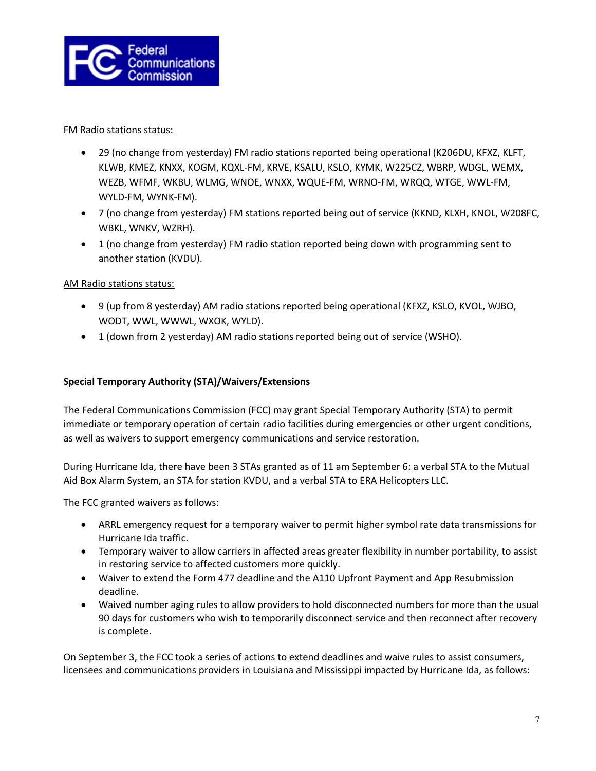FM Radio stations status:

- 29 (no change from yesterday) FM radio stations reported being operational (K206DU, KFXZ, KLFT, KLWB, KMEZ, KNXX, KOGM, KQXL-FM, KRVE, KSALU, KSLO, KYMK, W225CZ, WBRP, WDGL, WEMX, WEZB, WFMF, WKBU, WLMG, WNOE, WNXX, WQUE-FM, WRNO-FM, WRQQ, WTGE, WWL-FM, WYLD-FM, WYNK-FM).
- 7 (no change from yesterday) FM stations reported being out of service (KKND, KLXH, KNOL, W208FC, WBKL, WNKV, WZRH).
- 1 (no change from yesterday) FM radio station reported being down with programming sent to another station (KVDU).

AM Radio stations status:

- 9 (up from 8 yesterday) AM radio stations reported being operational (KFXZ, KSLO, KVOL, WJBO, WODT, WWL, WWWL, WXOK, WYLD).
- 1 (down from 2 yesterday) AM radio stations reported being out of service (WSHO).

**Special Temporary Authority (STA)/Waivers/Extensions**

The Federal Communications Commission (FCC) may grant Special Temporary Authority (STA) to permit immediate or temporary operation of certain radio facilities during emergencies or other urgent conditions, as well as waivers to support emergency communications and service restoration.

During Hurricane Ida, there have been 3 STAs granted as of 11 am September 6: a verbal STA to the Mutual Aid Box Alarm System, an STA for station KVDU, and a verbal STA to ERA Helicopters LLC.

The FCC granted waivers as follows:

- ARRL emergency request for a temporary waiver to permit higher symbol rate data transmissions for Hurricane Ida traffic.
- Temporary waiver to allow carriers in affected areas greater flexibility in number portability, to assist in restoring service to affected customers more quickly.
- Waiver to extend the Form 477 deadline and the A110 Upfront Payment and App Resubmission deadline.
- Waived number aging rules to allow providers to hold disconnected numbers for more than the usual 90 days for customers who wish to temporarily disconnect service and then reconnect after recovery is complete.

On September 3, the FCC took a series of actions to extend deadlines and waive rules to assist consumers, licensees and communications providers in Louisiana and Mississippi impacted by Hurricane Ida, as follows: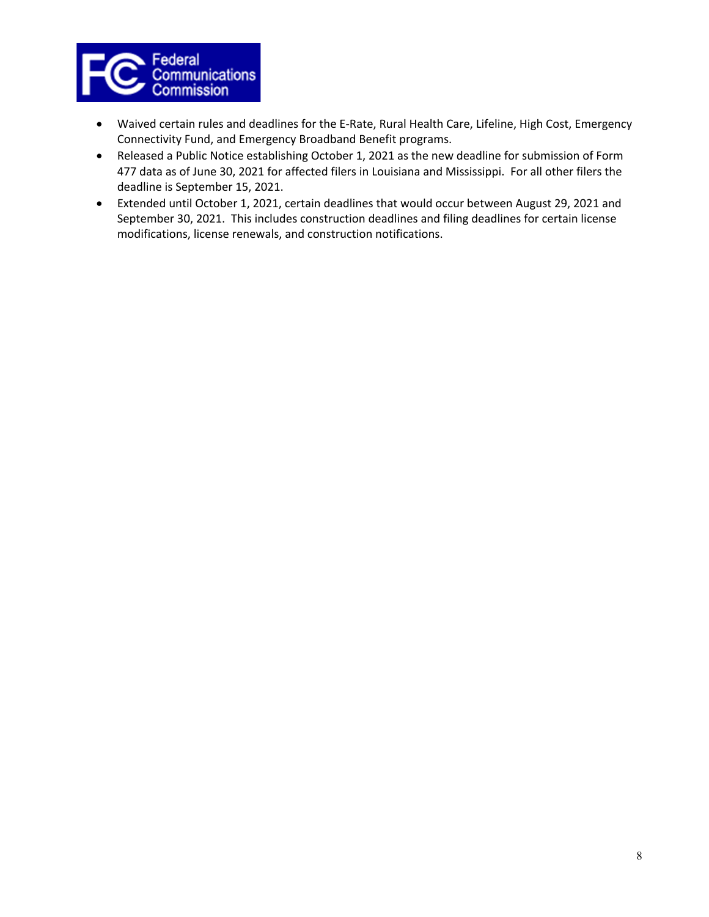- Waived certain rules and deadlines for the E-Rate, Rural Health Care, Lifeline, High Cost, Emergency Connectivity Fund, and Emergency Broadband Benefit programs.
- Released a Public Notice establishing October 1, 2021 as the new deadline for submission of Form 477 data as of June 30, 2021 for affected filers in Louisiana and Mississippi. For all other filers the deadline is September 15, 2021.
- Extended until October 1, 2021, certain deadlines that would occur between August 29, 2021 and September 30, 2021. This includes construction deadlines and filing deadlines for certain license modifications, license renewals, and construction notifications.